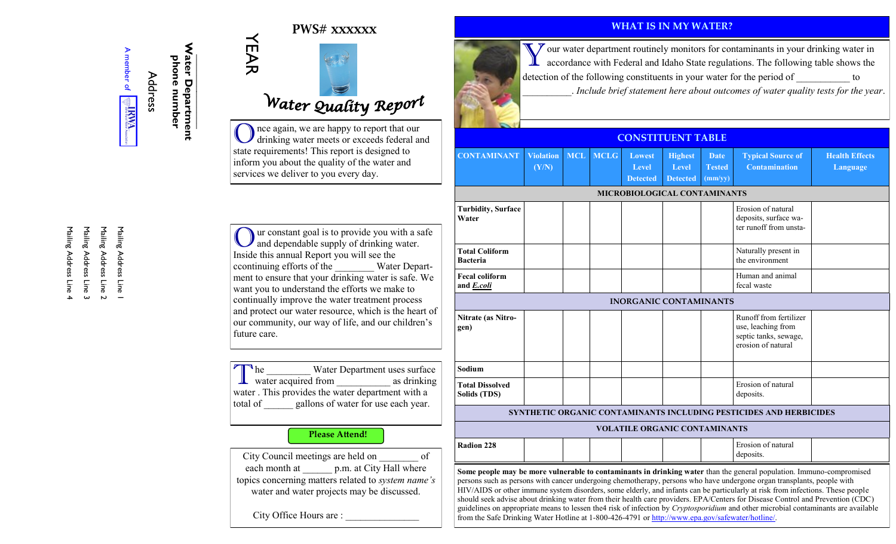Water Department
phone number
Address

A member of IRWA

Mailing Address Line 1
Mailing Address Line 2
Mailing Address Line 3
Mailing Address Line 4

YEAR

PWS# xxxxxx

# Water Quality Report

Once again, we are happy to report that our drinking water meets or exceeds federal and state requirements! This report is designed to inform you about the quality of the water and services we deliver to you every day.

Our constant goal is to provide you with a safe and dependable supply of drinking water. Inside this annual Report you will see the ccontinuing efforts of the ________ Water Department to ensure that your drinking water is safe. We want you to understand the efforts we make to continually improve the water treatment process and protect our water resource, which is the heart of our community, our way of life, and our children's future care.

The ________ Water Department uses surface water acquired from __________ as drinking water . This provides the water department with a total of ______ gallons of water for use each year.

**Please Attend!**

City Council meetings are held on ________ of each month at ______ p.m. at City Hall where topics concerning matters related to *system name's* water and water projects may be discussed.

City Office Hours are : _______________

## WHAT IS IN MY WATER?

Your water department routinely monitors for contaminants in your drinking water in accordance with Federal and Idaho State regulations. The following table shows the detection of the following constituents in your water for the period of ___________ to __________. *Include brief statement here about outcomes of water quality tests for the year*.

## CONSTITUENT TABLE

| CONTAMINANT | Violation (Y/N) | MCL | MCLG | Lowest Level Detected | Highest Level Detected | Date Tested (mm/yy) | Typical Source of Contamination | Health Effects Language |
|---|---|---|---|---|---|---|---|---|
| **MICROBIOLOGICAL CONTAMINANTS** | | | | | | | | |
| **Turbidity, Surface Water** | | | | | | | Erosion of natural deposits, surface water runoff from unsta- | |
| **Total Coliform Bacteria** | | | | | | | Naturally present in the environment | |
| **Fecal coliform and *E.coli*** | | | | | | | Human and animal fecal waste | |
| **INORGANIC CONTAMINANTS** | | | | | | | | |
| **Nitrate (as Nitrogen)** | | | | | | | Runoff from fertilizer use, leaching from septic tanks, sewage, erosion of natural | |
| **Sodium** | | | | | | | | |
| **Total Dissolved Solids (TDS)** | | | | | | | Erosion of natural deposits. | |
| **SYNTHETIC ORGANIC CONTAMINANTS INCLUDING PESTICIDES AND HERBICIDES** | | | | | | | | |
| **VOLATILE ORGANIC CONTAMINANTS** | | | | | | | | |
| **Radion 228** | | | | | | | Erosion of natural deposits. | |

**Some people may be more vulnerable to contaminants in drinking water** than the general population. Immuno-compromised persons such as persons with cancer undergoing chemotherapy, persons who have undergone organ transplants, people with HIV/AIDS or other immune system disorders, some elderly, and infants can be particularly at risk from infections. These people should seek advise about drinking water from their health care providers. EPA/Centers for Disease Control and Prevention (CDC) guidelines on appropriate means to lessen the4 risk of infection by *Cryptosporidium* and other microbial contaminants are available from the Safe Drinking Water Hotline at 1-800-426-4791 or http://www.epa.gov/safewater/hotline/.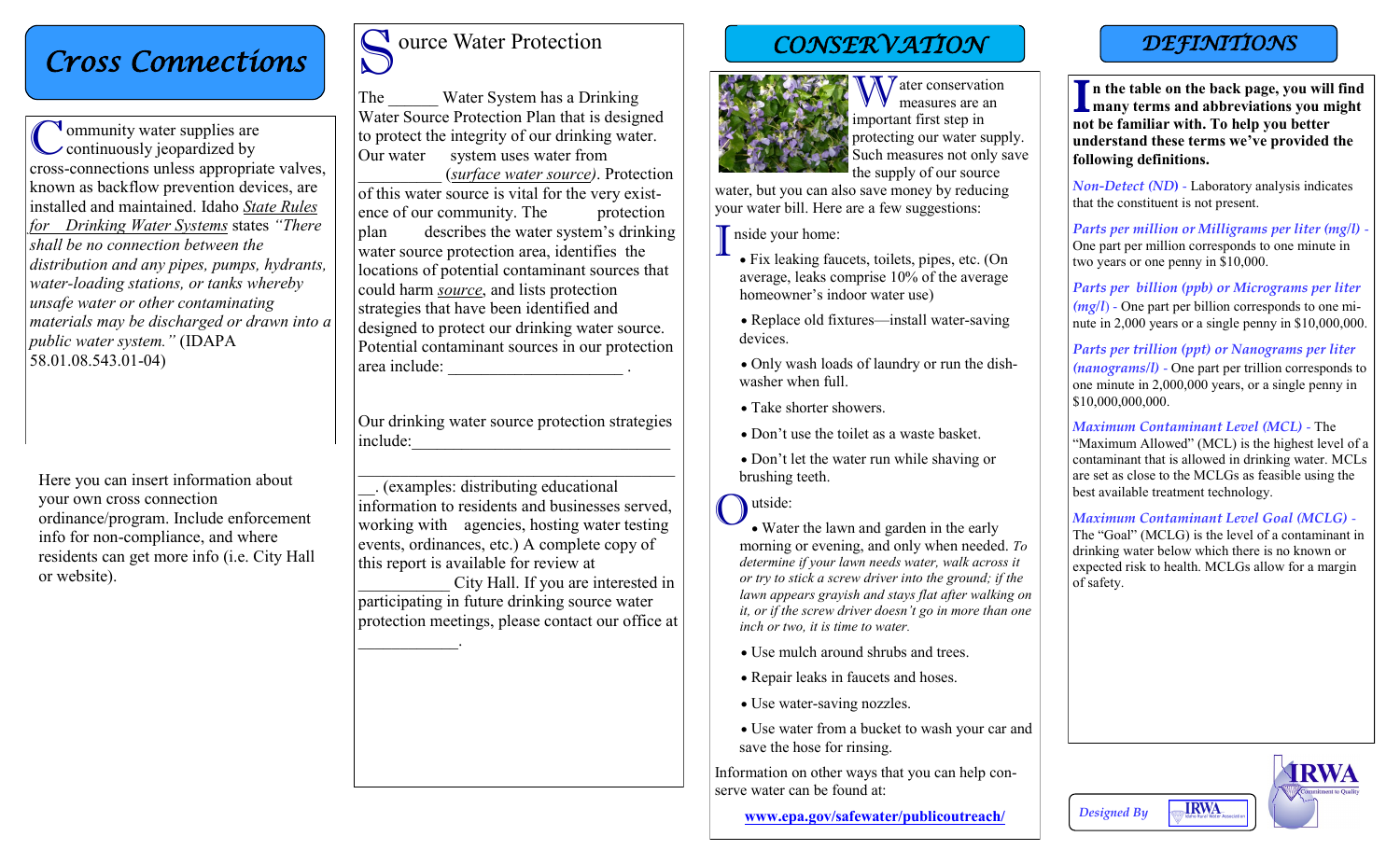# Cross Connections

Community water supplies are continuously jeopardized by cross-connections unless appropriate valves, known as backflow prevention devices, are installed and maintained. Idaho State Rules for Drinking Water Systems states *"There shall be no connection between the distribution and any pipes, pumps, hydrants, water-loading stations, or tanks whereby unsafe water or other contaminating materials may be discharged or drawn into a public water system."* (IDAPA 58.01.08.543.01-04)

Here you can insert information about your own cross connection ordinance/program. Include enforcement info for non-compliance, and where residents can get more info (i.e. City Hall or website).

# Source Water Protection

The ______ Water System has a Drinking Water Source Protection Plan that is designed to protect the integrity of our drinking water. Our water system uses water from __________ (*surface water source)*. Protection of this water source is vital for the very existence of our community. The protection plan describes the water system's drinking water source protection area, identifies the locations of potential contaminant sources that could harm *source*, and lists protection strategies that have been identified and designed to protect our drinking water source. Potential contaminant sources in our protection area include: _____________________ .

Our drinking water source protection strategies include:_________________________________ ____________________________________. (examples: distributing educational information to residents and businesses served, working with agencies, hosting water testing events, ordinances, etc.) A complete copy of this report is available for review at ___________ City Hall. If you are interested in participating in future drinking source water protection meetings, please contact our office at ____________.

# CONSERVATION

Water conservation measures are an important first step in protecting our water supply. Such measures not only save the supply of our source water, but you can also save money by reducing your water bill. Here are a few suggestions:

Inside your home:

- Fix leaking faucets, toilets, pipes, etc. (On average, leaks comprise 10% of the average homeowner's indoor water use)
- Replace old fixtures—install water-saving devices.
- Only wash loads of laundry or run the dishwasher when full.
- Take shorter showers.
- Don't use the toilet as a waste basket.
- Don't let the water run while shaving or brushing teeth.

Outside:

- Water the lawn and garden in the early morning or evening, and only when needed. *To determine if your lawn needs water, walk across it or try to stick a screw driver into the ground; if the lawn appears grayish and stays flat after walking on it, or if the screw driver doesn't go in more than one inch or two, it is time to water.*
- Use mulch around shrubs and trees.
- Repair leaks in faucets and hoses.
- Use water-saving nozzles.
- Use water from a bucket to wash your car and save the hose for rinsing.

Information on other ways that you can help conserve water can be found at:

**www.epa.gov/safewater/publicoutreach/**

# DEFINITIONS

**In the table on the back page, you will find many terms and abbreviations you might not be familiar with. To help you better understand these terms we've provided the following definitions.**

*Non-Detect (ND)* - Laboratory analysis indicates that the constituent is not present.

*Parts per million or Milligrams per liter (mg/l)* - One part per million corresponds to one minute in two years or one penny in $10,000.

*Parts per billion (ppb) or Micrograms per liter (mg/l)* - One part per billion corresponds to one minute in 2,000 years or a single penny in $10,000,000.

*Parts per trillion (ppt) or Nanograms per liter (nanograms/l)* - One part per trillion corresponds to one minute in 2,000,000 years, or a single penny in $10,000,000,000.

*Maximum Contaminant Level (MCL)* - The "Maximum Allowed" (MCL) is the highest level of a contaminant that is allowed in drinking water. MCLs are set as close to the MCLGs as feasible using the best available treatment technology.

*Maximum Contaminant Level Goal (MCLG)* - The "Goal" (MCLG) is the level of a contaminant in drinking water below which there is no known or expected risk to health. MCLGs allow for a margin of safety.

*Designed By* IRWA